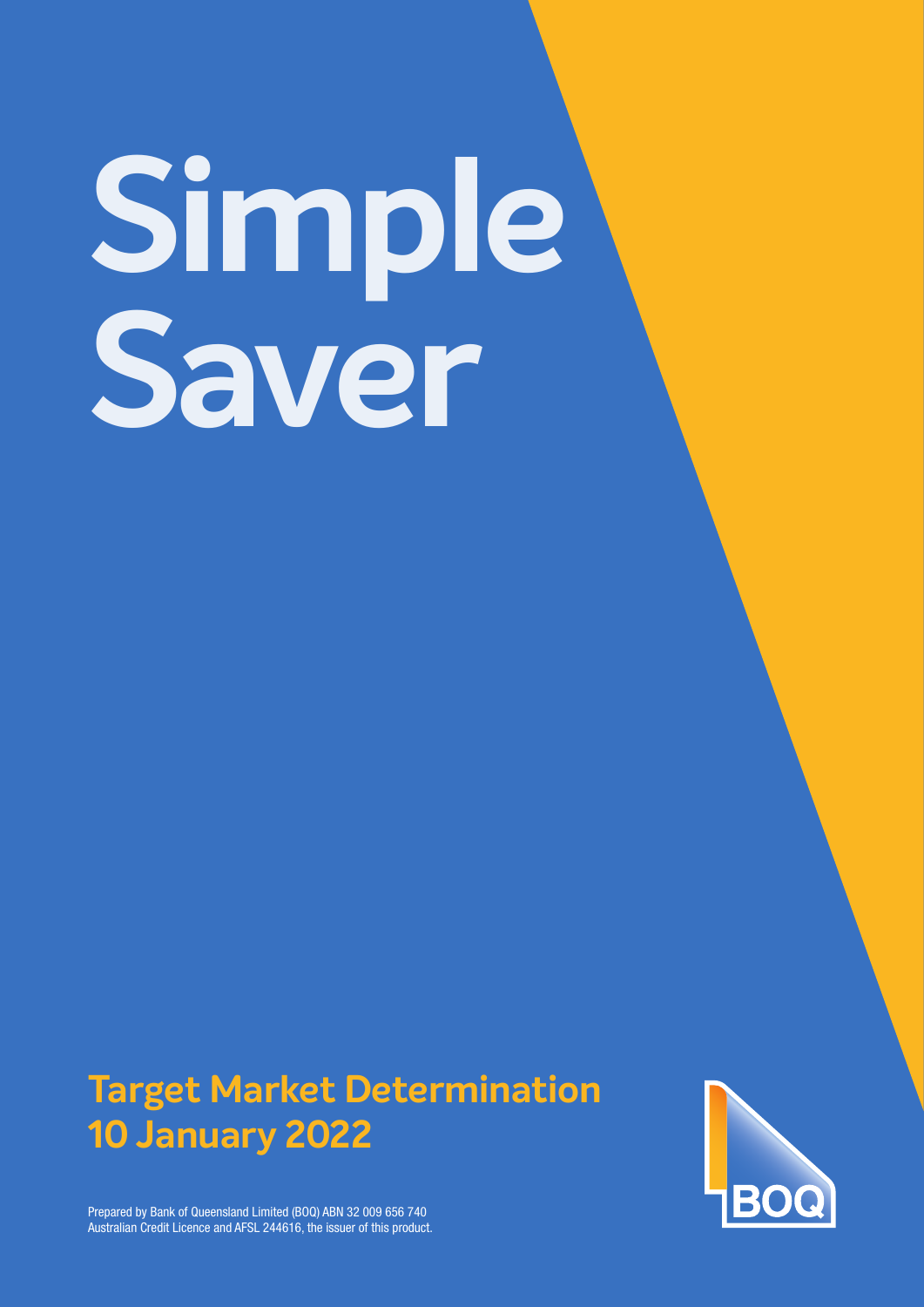# Simple Saver

## Target Market Determination 10 January 2022

Prepared by Bank of Queensland Limited (BOQ) ABN 32 009 656 740 Australian Credit Licence and AFSL 244616, the issuer of this product.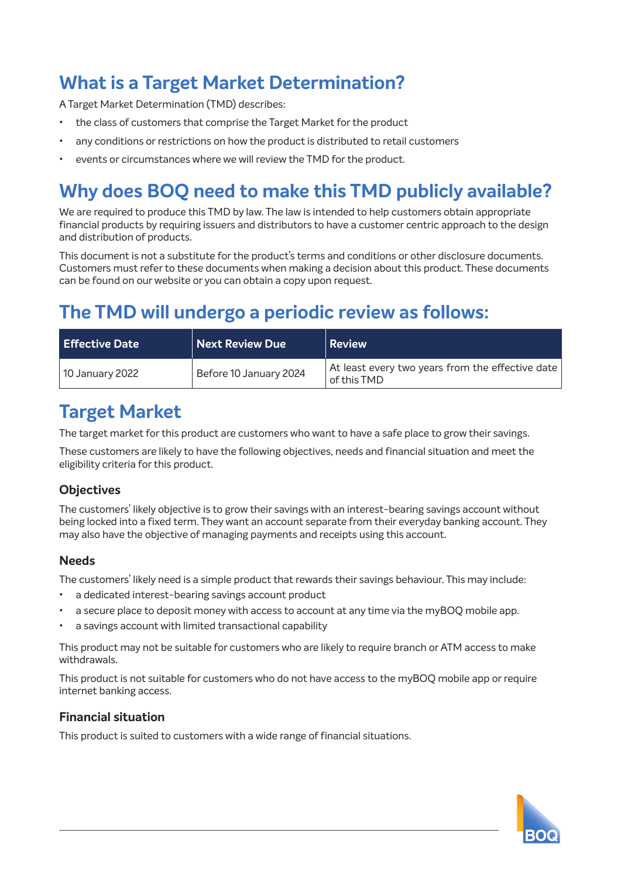# What is a Target Market Determination?

A Target Market Determination (TMD) describes:

- the class of customers that comprise the Target Market for the product
- any conditions or restrictions on how the product is distributed to retail customers
- events or circumstances where we will review the TMD for the product.

# Why does BOQ need to make this TMD publicly available?

We are required to produce this TMD by law. The law is intended to help customers obtain appropriate financial products by requiring issuers and distributors to have a customer centric approach to the design and distribution of products.

This document is not a substitute for the product's terms and conditions or other disclosure documents. Customers must refer to these documents when making a decision about this product. These documents can be found on our website or you can obtain a copy upon request.

# The TMD will undergo a periodic review as follows:

| Effective Date | Next Review Due | Review |
|---|---|---|
| 10 January 2022 | Before 10 January 2024 | At least every two years from the effective date of this TMD |

# Target Market

The target market for this product are customers who want to have a safe place to grow their savings.

These customers are likely to have the following objectives, needs and financial situation and meet the eligibility criteria for this product.

### Objectives

The customers' likely objective is to grow their savings with an interest-bearing savings account without being locked into a fixed term. They want an account separate from their everyday banking account. They may also have the objective of managing payments and receipts using this account.

### Needs

The customers' likely need is a simple product that rewards their savings behaviour. This may include:

- a dedicated interest-bearing savings account product
- a secure place to deposit money with access to account at any time via the myBOQ mobile app.
- a savings account with limited transactional capability

This product may not be suitable for customers who are likely to require branch or ATM access to make withdrawals.

This product is not suitable for customers who do not have access to the myBOQ mobile app or require internet banking access.

### Financial situation

This product is suited to customers with a wide range of financial situations.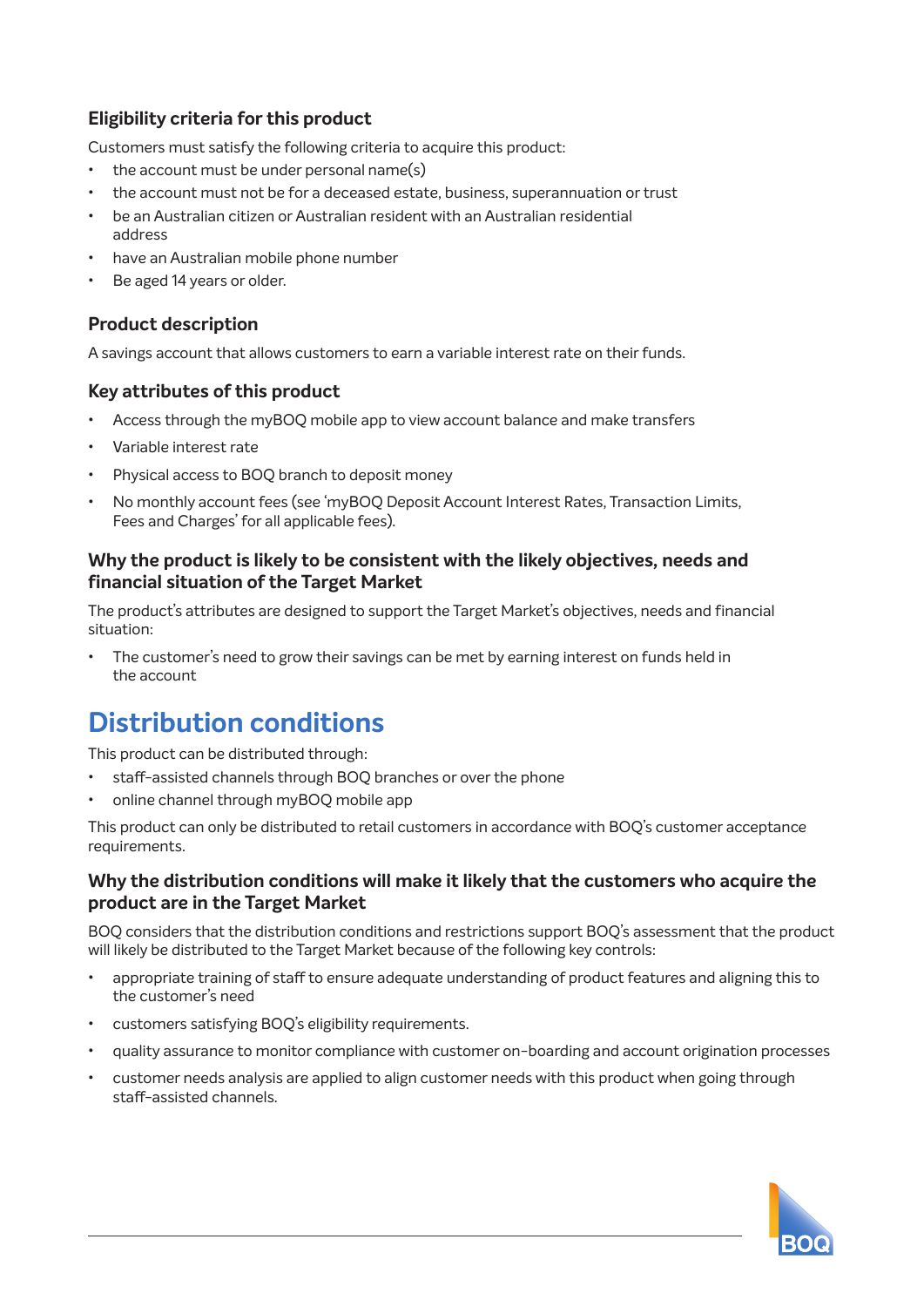### Eligibility criteria for this product

Customers must satisfy the following criteria to acquire this product:

- the account must be under personal name(s)
- the account must not be for a deceased estate, business, superannuation or trust
- be an Australian citizen or Australian resident with an Australian residential address
- have an Australian mobile phone number
- Be aged 14 years or older.

### Product description

A savings account that allows customers to earn a variable interest rate on their funds.

### Key attributes of this product

- Access through the myBOQ mobile app to view account balance and make transfers
- Variable interest rate
- Physical access to BOQ branch to deposit money
- No monthly account fees (see 'myBOQ Deposit Account Interest Rates, Transaction Limits, Fees and Charges' for all applicable fees).

### Why the product is likely to be consistent with the likely objectives, needs and financial situation of the Target Market

The product's attributes are designed to support the Target Market's objectives, needs and financial situation:

- The customer's need to grow their savings can be met by earning interest on funds held in the account

## Distribution conditions

This product can be distributed through:

- staff-assisted channels through BOQ branches or over the phone
- online channel through myBOQ mobile app

This product can only be distributed to retail customers in accordance with BOQ's customer acceptance requirements.

### Why the distribution conditions will make it likely that the customers who acquire the product are in the Target Market

BOQ considers that the distribution conditions and restrictions support BOQ's assessment that the product will likely be distributed to the Target Market because of the following key controls:

- appropriate training of staff to ensure adequate understanding of product features and aligning this to the customer's need
- customers satisfying BOQ's eligibility requirements.
- quality assurance to monitor compliance with customer on-boarding and account origination processes
- customer needs analysis are applied to align customer needs with this product when going through staff-assisted channels.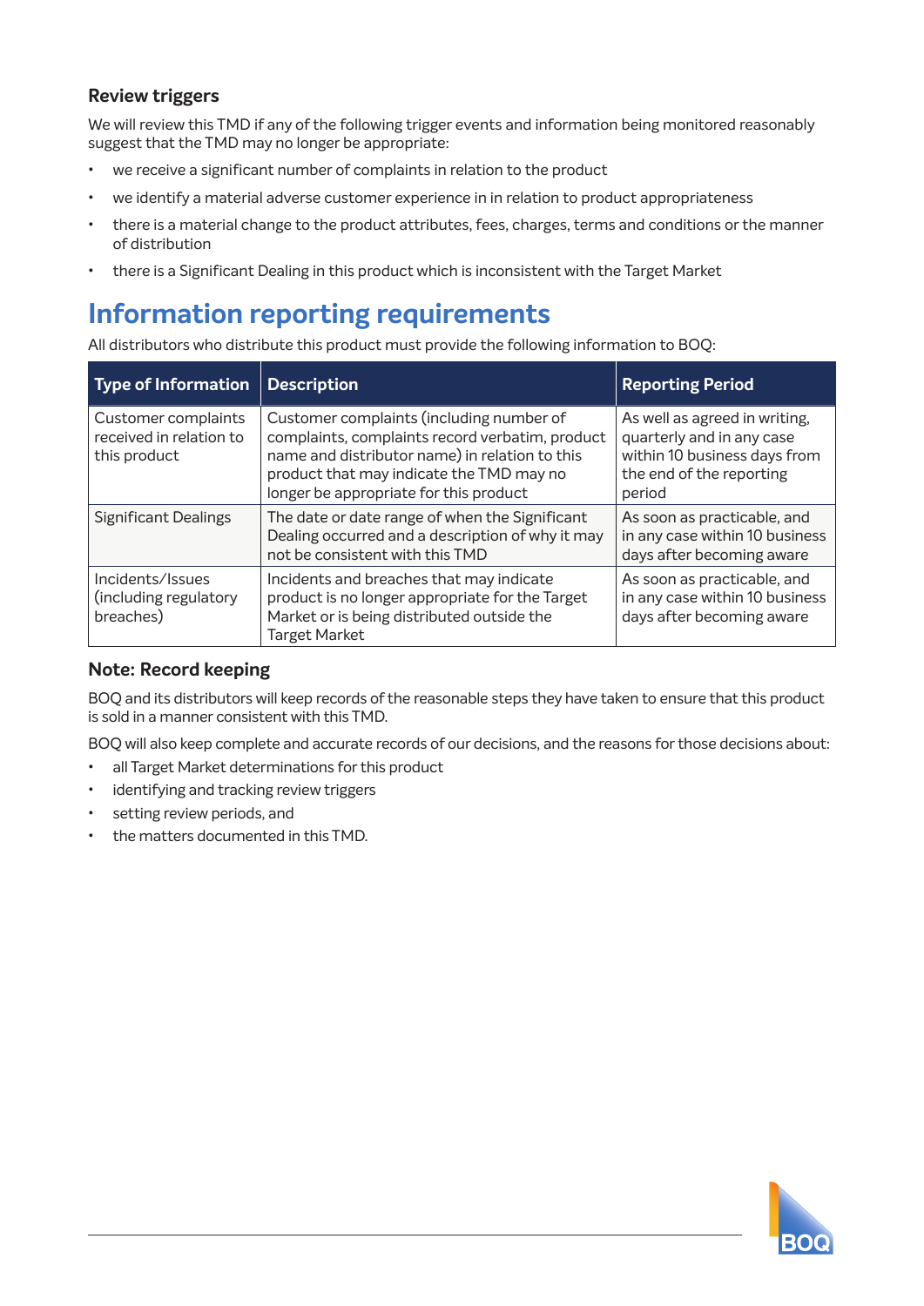### Review triggers

We will review this TMD if any of the following trigger events and information being monitored reasonably suggest that the TMD may no longer be appropriate:

- we receive a significant number of complaints in relation to the product
- we identify a material adverse customer experience in in relation to product appropriateness
- there is a material change to the product attributes, fees, charges, terms and conditions or the manner of distribution
- there is a Significant Dealing in this product which is inconsistent with the Target Market

## Information reporting requirements

All distributors who distribute this product must provide the following information to BOQ:

| Type of Information | Description | Reporting Period |
|---|---|---|
| Customer complaints received in relation to this product | Customer complaints (including number of complaints, complaints record verbatim, product name and distributor name) in relation to this product that may indicate the TMD may no longer be appropriate for this product | As well as agreed in writing, quarterly and in any case within 10 business days from the end of the reporting period |
| Significant Dealings | The date or date range of when the Significant Dealing occurred and a description of why it may not be consistent with this TMD | As soon as practicable, and in any case within 10 business days after becoming aware |
| Incidents/Issues (including regulatory breaches) | Incidents and breaches that may indicate product is no longer appropriate for the Target Market or is being distributed outside the Target Market | As soon as practicable, and in any case within 10 business days after becoming aware |

### Note: Record keeping

BOQ and its distributors will keep records of the reasonable steps they have taken to ensure that this product is sold in a manner consistent with this TMD.

BOQ will also keep complete and accurate records of our decisions, and the reasons for those decisions about:

- all Target Market determinations for this product
- identifying and tracking review triggers
- setting review periods, and
- the matters documented in this TMD.